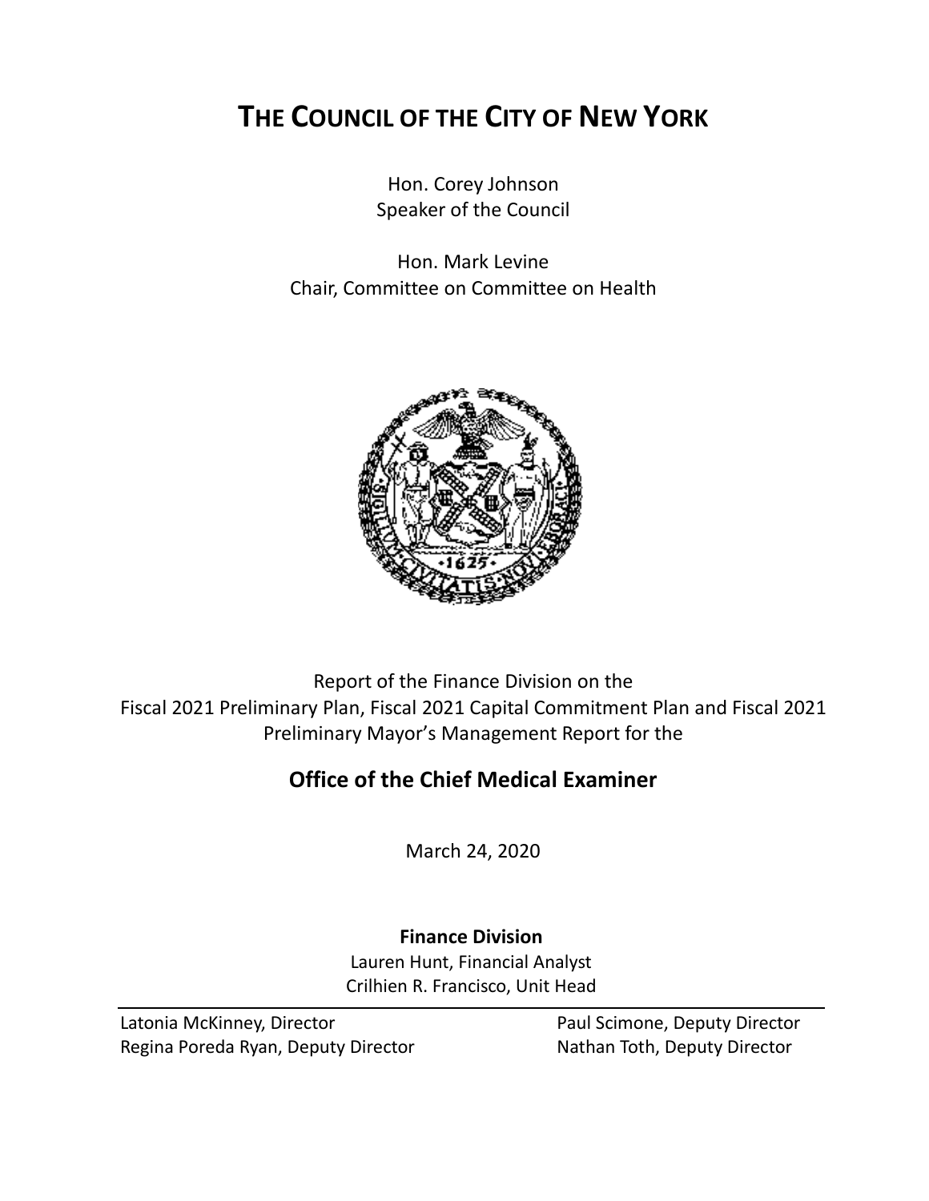# THE COUNCIL OF THE CITY OF NEW YORK

Hon. Corey Johnson
Speaker of the Council

Hon. Mark Levine
Chair, Committee on Committee on Health

Report of the Finance Division on the
Fiscal 2021 Preliminary Plan, Fiscal 2021 Capital Commitment Plan and Fiscal 2021 Preliminary Mayor's Management Report for the

## Office of the Chief Medical Examiner

March 24, 2020

**Finance Division**
Lauren Hunt, Financial Analyst
Crilhien R. Francisco, Unit Head

Latonia McKinney, Director
Regina Poreda Ryan, Deputy Director
Paul Scimone, Deputy Director
Nathan Toth, Deputy Director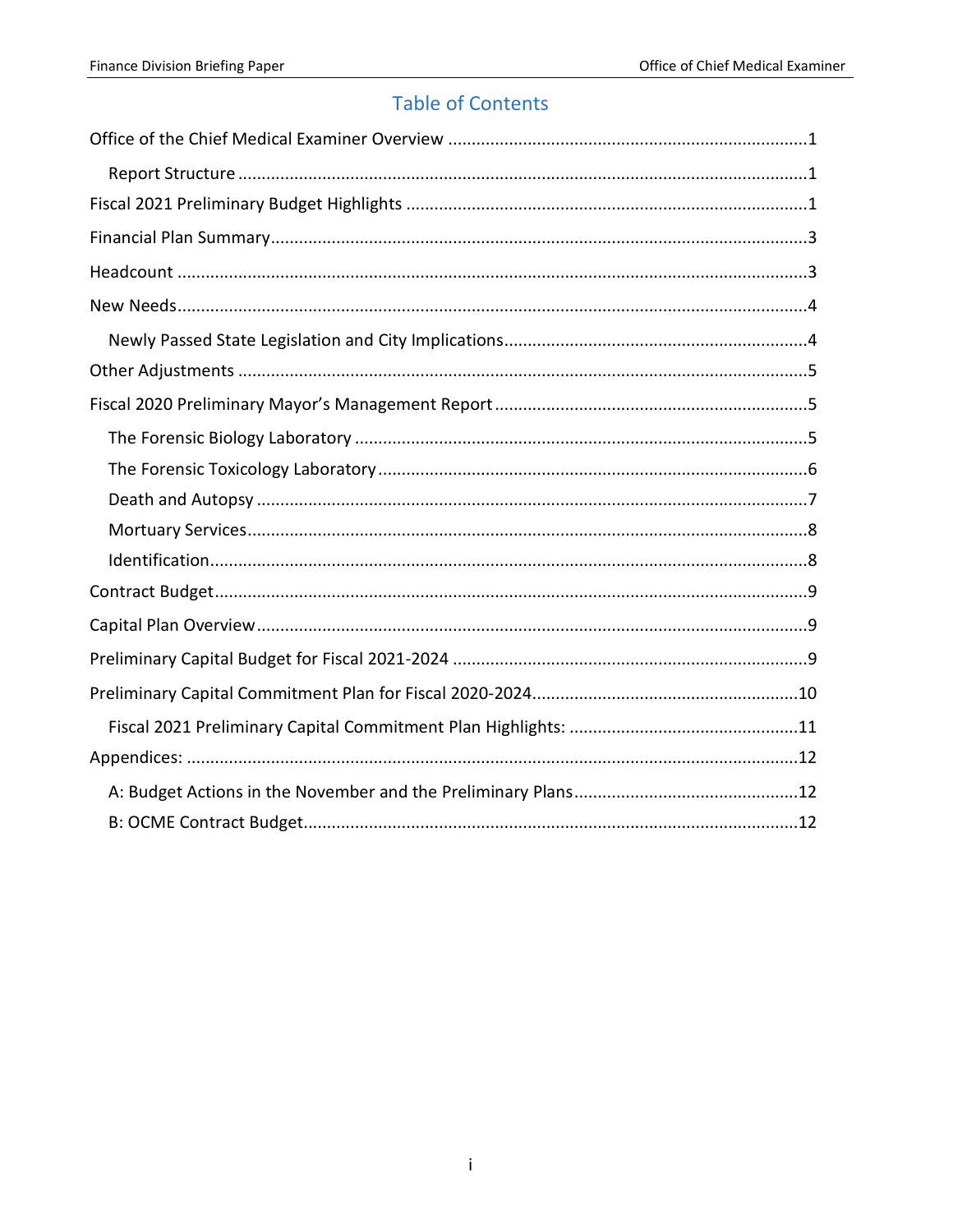# Table of Contents

Office of the Chief Medical Examiner Overview ....1

- Report Structure ....1

Fiscal 2021 Preliminary Budget Highlights ....1

Financial Plan Summary....3

Headcount ....3

New Needs....4

- Newly Passed State Legislation and City Implications....4

Other Adjustments ....5

Fiscal 2020 Preliminary Mayor's Management Report ....5

- The Forensic Biology Laboratory ....5
- The Forensic Toxicology Laboratory....6
- Death and Autopsy ....7
- Mortuary Services....8
- Identification....8

Contract Budget....9

Capital Plan Overview....9

Preliminary Capital Budget for Fiscal 2021-2024 ....9

Preliminary Capital Commitment Plan for Fiscal 2020-2024....10

- Fiscal 2021 Preliminary Capital Commitment Plan Highlights: ....11

Appendices: ....12

- A: Budget Actions in the November and the Preliminary Plans....12
- B: OCME Contract Budget....12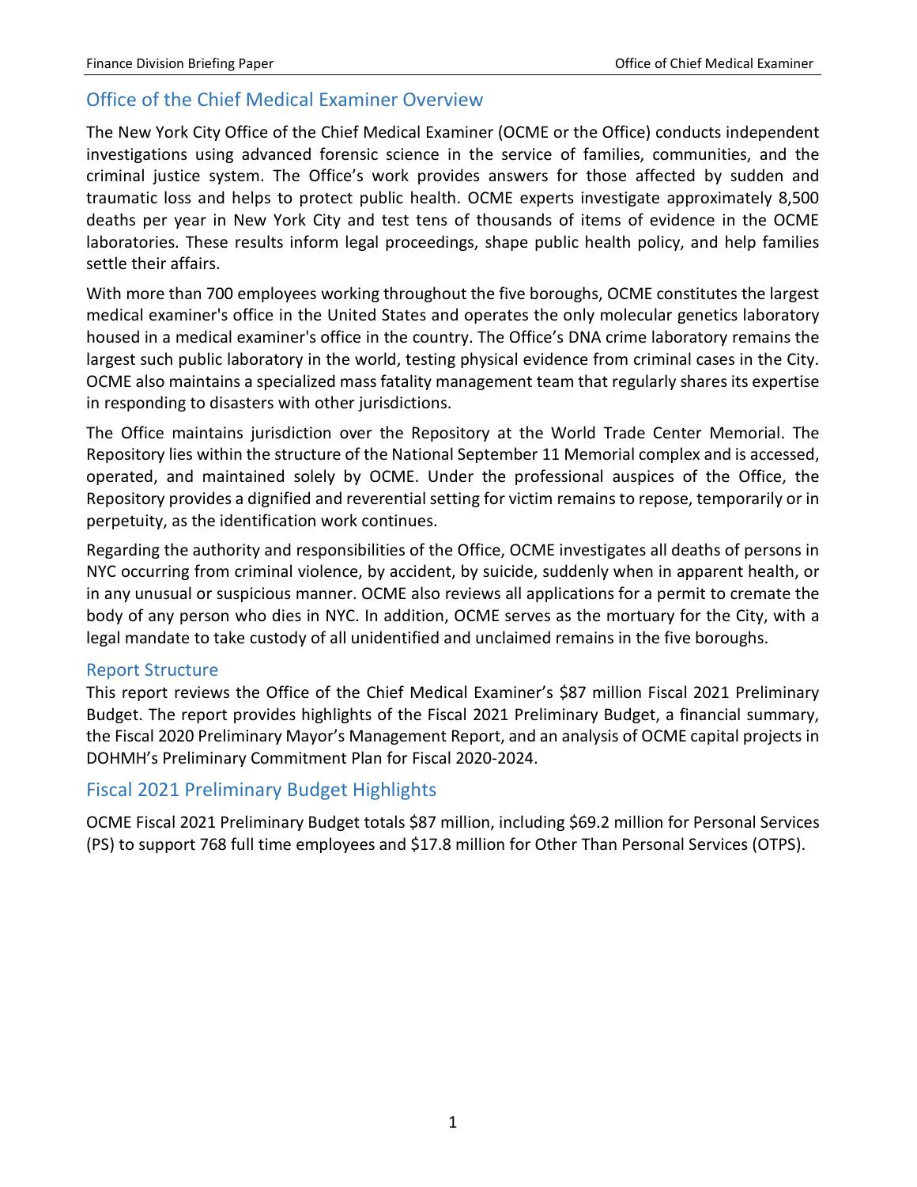## Office of the Chief Medical Examiner Overview

The New York City Office of the Chief Medical Examiner (OCME or the Office) conducts independent investigations using advanced forensic science in the service of families, communities, and the criminal justice system. The Office's work provides answers for those affected by sudden and traumatic loss and helps to protect public health. OCME experts investigate approximately 8,500 deaths per year in New York City and test tens of thousands of items of evidence in the OCME laboratories. These results inform legal proceedings, shape public health policy, and help families settle their affairs.

With more than 700 employees working throughout the five boroughs, OCME constitutes the largest medical examiner's office in the United States and operates the only molecular genetics laboratory housed in a medical examiner's office in the country. The Office's DNA crime laboratory remains the largest such public laboratory in the world, testing physical evidence from criminal cases in the City. OCME also maintains a specialized mass fatality management team that regularly shares its expertise in responding to disasters with other jurisdictions.

The Office maintains jurisdiction over the Repository at the World Trade Center Memorial. The Repository lies within the structure of the National September 11 Memorial complex and is accessed, operated, and maintained solely by OCME. Under the professional auspices of the Office, the Repository provides a dignified and reverential setting for victim remains to repose, temporarily or in perpetuity, as the identification work continues.

Regarding the authority and responsibilities of the Office, OCME investigates all deaths of persons in NYC occurring from criminal violence, by accident, by suicide, suddenly when in apparent health, or in any unusual or suspicious manner. OCME also reviews all applications for a permit to cremate the body of any person who dies in NYC. In addition, OCME serves as the mortuary for the City, with a legal mandate to take custody of all unidentified and unclaimed remains in the five boroughs.

### Report Structure

This report reviews the Office of the Chief Medical Examiner's $87 million Fiscal 2021 Preliminary Budget. The report provides highlights of the Fiscal 2021 Preliminary Budget, a financial summary, the Fiscal 2020 Preliminary Mayor's Management Report, and an analysis of OCME capital projects in DOHMH's Preliminary Commitment Plan for Fiscal 2020-2024.

## Fiscal 2021 Preliminary Budget Highlights

OCME Fiscal 2021 Preliminary Budget totals $87 million, including $69.2 million for Personal Services (PS) to support 768 full time employees and $17.8 million for Other Than Personal Services (OTPS).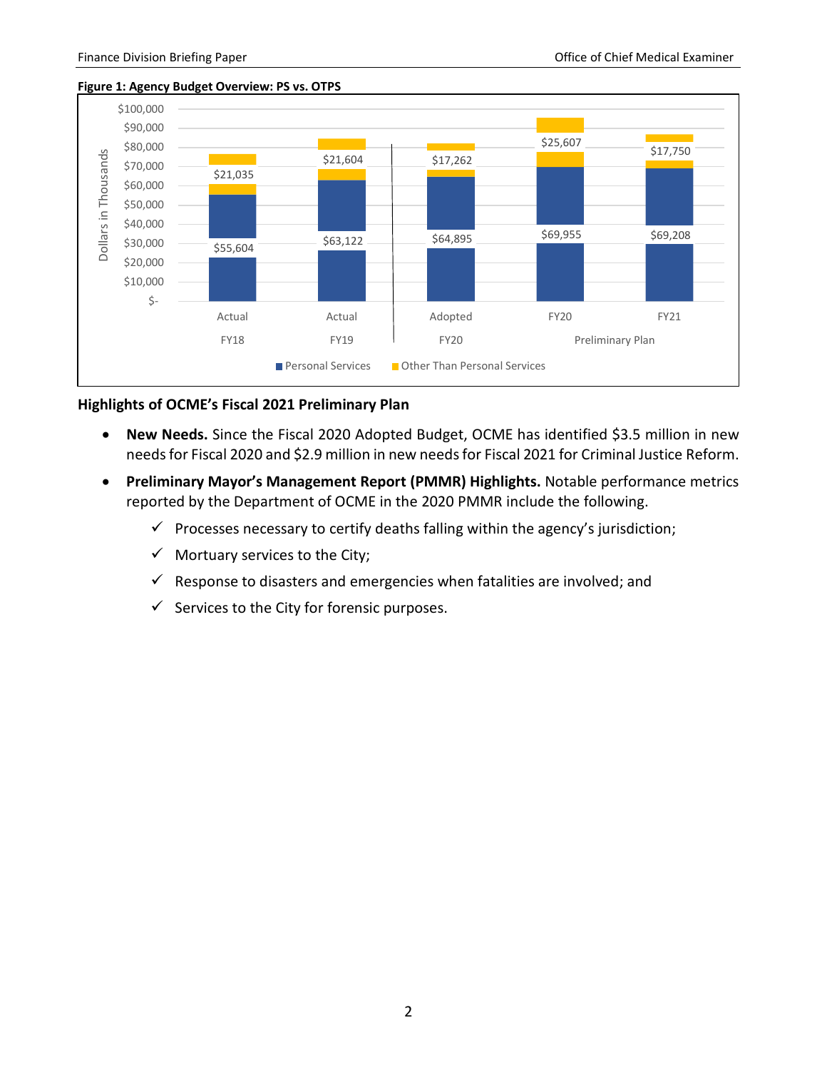**Figure 1: Agency Budget Overview: PS vs. OTPS**

| Dollars in Thousands | Actual FY18 | Actual FY19 | Adopted FY20 | Preliminary Plan FY20 | Preliminary Plan FY21 |
|---|---|---|---|---|---|
| Personal Services | $55,604 | $63,122 | $64,895 | $69,955 | $69,208 |
| Other Than Personal Services | $21,035 | $21,604 | $17,262 | $25,607 | $17,750 |

## Highlights of OCME's Fiscal 2021 Preliminary Plan

- **New Needs.** Since the Fiscal 2020 Adopted Budget, OCME has identified $3.5 million in new needs for Fiscal 2020 and $2.9 million in new needs for Fiscal 2021 for Criminal Justice Reform.
- **Preliminary Mayor's Management Report (PMMR) Highlights.** Notable performance metrics reported by the Department of OCME in the 2020 PMMR include the following.
  - ✓ Processes necessary to certify deaths falling within the agency's jurisdiction;
  - ✓ Mortuary services to the City;
  - ✓ Response to disasters and emergencies when fatalities are involved; and
  - ✓ Services to the City for forensic purposes.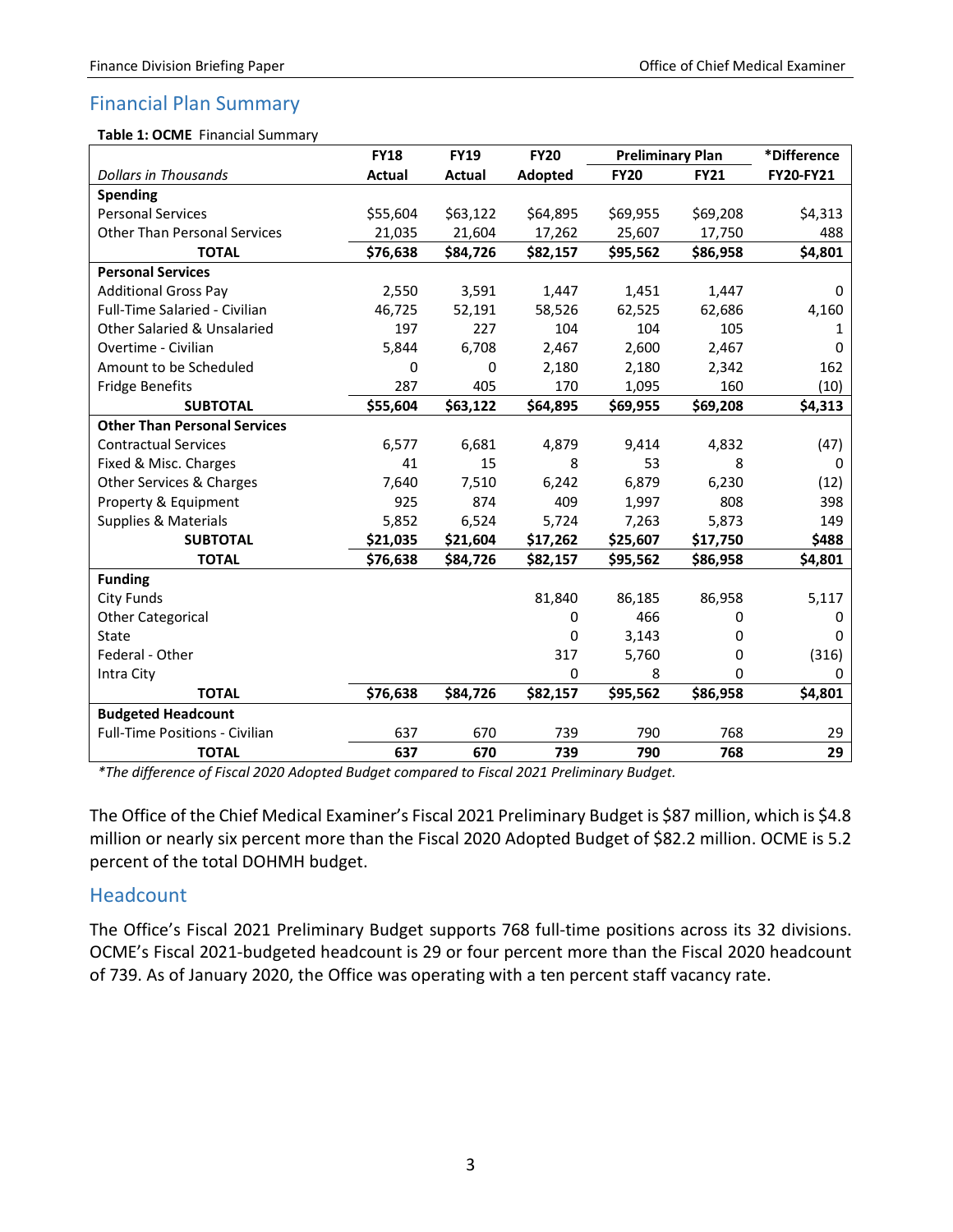## Financial Plan Summary

**Table 1: OCME** Financial Summary

| | FY18 | FY19 | FY20 | Preliminary Plan | | *Difference |
|---|---|---|---|---|---|---|
| *Dollars in Thousands* | Actual | Actual | Adopted | FY20 | FY21 | FY20-FY21 |
| **Spending** | | | | | | |
| Personal Services | $55,604 | $63,122 | $64,895 | $69,955 | $69,208 | $4,313 |
| Other Than Personal Services | 21,035 | 21,604 | 17,262 | 25,607 | 17,750 | 488 |
| **TOTAL** | **$76,638** | **$84,726** | **$82,157** | **$95,562** | **$86,958** | **$4,801** |
| **Personal Services** | | | | | | |
| Additional Gross Pay | 2,550 | 3,591 | 1,447 | 1,451 | 1,447 | 0 |
| Full-Time Salaried - Civilian | 46,725 | 52,191 | 58,526 | 62,525 | 62,686 | 4,160 |
| Other Salaried & Unsalaried | 197 | 227 | 104 | 104 | 105 | 1 |
| Overtime - Civilian | 5,844 | 6,708 | 2,467 | 2,600 | 2,467 | 0 |
| Amount to be Scheduled | 0 | 0 | 2,180 | 2,180 | 2,342 | 162 |
| Fridge Benefits | 287 | 405 | 170 | 1,095 | 160 | (10) |
| **SUBTOTAL** | **$55,604** | **$63,122** | **$64,895** | **$69,955** | **$69,208** | **$4,313** |
| **Other Than Personal Services** | | | | | | |
| Contractual Services | 6,577 | 6,681 | 4,879 | 9,414 | 4,832 | (47) |
| Fixed & Misc. Charges | 41 | 15 | 8 | 53 | 8 | 0 |
| Other Services & Charges | 7,640 | 7,510 | 6,242 | 6,879 | 6,230 | (12) |
| Property & Equipment | 925 | 874 | 409 | 1,997 | 808 | 398 |
| Supplies & Materials | 5,852 | 6,524 | 5,724 | 7,263 | 5,873 | 149 |
| **SUBTOTAL** | **$21,035** | **$21,604** | **$17,262** | **$25,607** | **$17,750** | **$488** |
| **TOTAL** | **$76,638** | **$84,726** | **$82,157** | **$95,562** | **$86,958** | **$4,801** |
| **Funding** | | | | | | |
| City Funds | | | 81,840 | 86,185 | 86,958 | 5,117 |
| Other Categorical | | | 0 | 466 | 0 | 0 |
| State | | | 0 | 3,143 | 0 | 0 |
| Federal - Other | | | 317 | 5,760 | 0 | (316) |
| Intra City | | | 0 | 8 | 0 | 0 |
| **TOTAL** | **$76,638** | **$84,726** | **$82,157** | **$95,562** | **$86,958** | **$4,801** |
| **Budgeted Headcount** | | | | | | |
| Full-Time Positions - Civilian | 637 | 670 | 739 | 790 | 768 | 29 |
| **TOTAL** | **637** | **670** | **739** | **790** | **768** | **29** |

*\*The difference of Fiscal 2020 Adopted Budget compared to Fiscal 2021 Preliminary Budget.*

The Office of the Chief Medical Examiner's Fiscal 2021 Preliminary Budget is $87 million, which is $4.8 million or nearly six percent more than the Fiscal 2020 Adopted Budget of $82.2 million. OCME is 5.2 percent of the total DOHMH budget.

## Headcount

The Office's Fiscal 2021 Preliminary Budget supports 768 full-time positions across its 32 divisions. OCME's Fiscal 2021-budgeted headcount is 29 or four percent more than the Fiscal 2020 headcount of 739. As of January 2020, the Office was operating with a ten percent staff vacancy rate.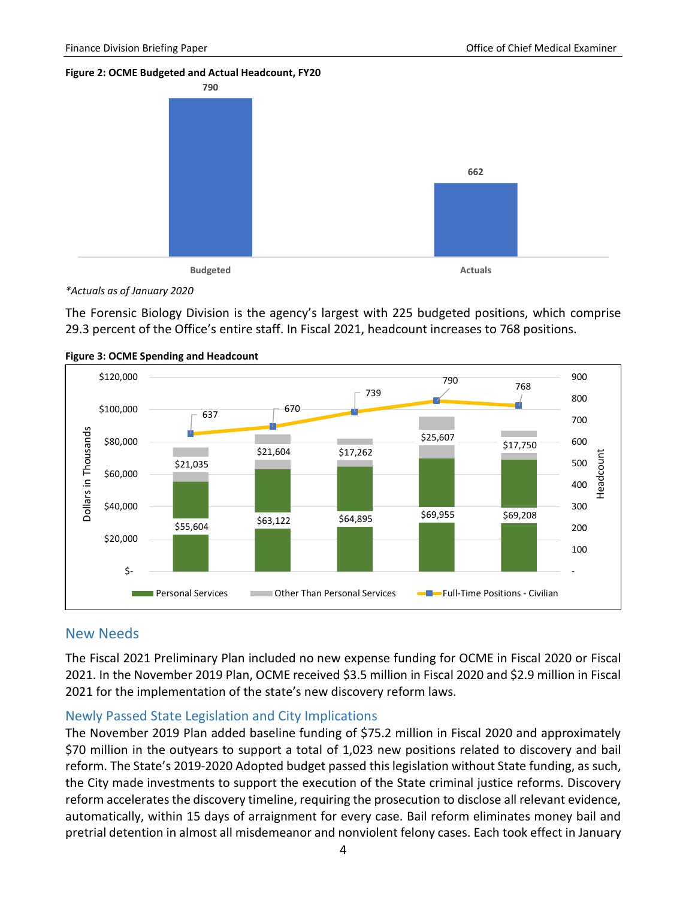**Figure 2: OCME Budgeted and Actual Headcount, FY20**

| | Headcount |
|---|---|
| Budgeted | 790 |
| Actuals | 662 |

*\*Actuals as of January 2020*

The Forensic Biology Division is the agency's largest with 225 budgeted positions, which comprise 29.3 percent of the Office's entire staff. In Fiscal 2021, headcount increases to 768 positions.

**Figure 3: OCME Spending and Headcount**

| Personal Services | Other Than Personal Services | Full-Time Positions - Civilian |
|---|---|---|
| $55,604 | $21,035 | 637 |
| $63,122 | $21,604 | 670 |
| $64,895 | $17,262 | 739 |
| $69,955 | $25,607 | 790 |
| $69,208 | $17,750 | 768 |

*Dollars in Thousands*

## New Needs

The Fiscal 2021 Preliminary Plan included no new expense funding for OCME in Fiscal 2020 or Fiscal 2021. In the November 2019 Plan, OCME received $3.5 million in Fiscal 2020 and $2.9 million in Fiscal 2021 for the implementation of the state's new discovery reform laws.

### Newly Passed State Legislation and City Implications

The November 2019 Plan added baseline funding of $75.2 million in Fiscal 2020 and approximately $70 million in the outyears to support a total of 1,023 new positions related to discovery and bail reform. The State's 2019-2020 Adopted budget passed this legislation without State funding, as such, the City made investments to support the execution of the State criminal justice reforms. Discovery reform accelerates the discovery timeline, requiring the prosecution to disclose all relevant evidence, automatically, within 15 days of arraignment for every case. Bail reform eliminates money bail and pretrial detention in almost all misdemeanor and nonviolent felony cases. Each took effect in January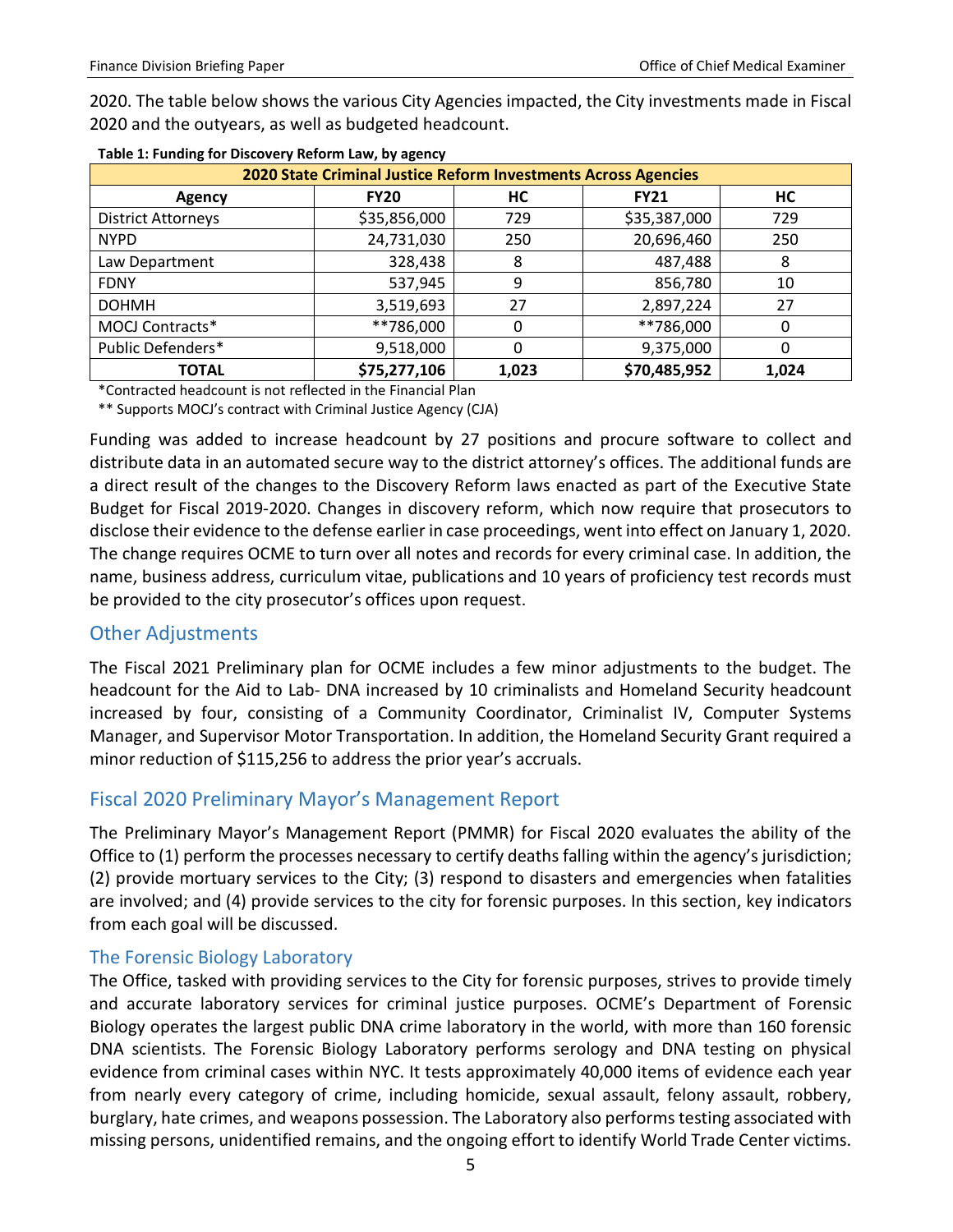2020. The table below shows the various City Agencies impacted, the City investments made in Fiscal 2020 and the outyears, as well as budgeted headcount.

**Table 1: Funding for Discovery Reform Law, by agency**

| 2020 State Criminal Justice Reform Investments Across Agencies | | | | |
|---|---|---|---|---|
| **Agency** | **FY20** | **HC** | **FY21** | **HC** |
| District Attorneys | $35,856,000 | 729 | $35,387,000 | 729 |
| NYPD | 24,731,030 | 250 | 20,696,460 | 250 |
| Law Department | 328,438 | 8 | 487,488 | 8 |
| FDNY | 537,945 | 9 | 856,780 | 10 |
| DOHMH | 3,519,693 | 27 | 2,897,224 | 27 |
| MOCJ Contracts* | **786,000 | 0 | **786,000 | 0 |
| Public Defenders* | 9,518,000 | 0 | 9,375,000 | 0 |
| **TOTAL** | **$75,277,106** | **1,023** | **$70,485,952** | **1,024** |

*Contracted headcount is not reflected in the Financial Plan

** Supports MOCJ's contract with Criminal Justice Agency (CJA)

Funding was added to increase headcount by 27 positions and procure software to collect and distribute data in an automated secure way to the district attorney's offices. The additional funds are a direct result of the changes to the Discovery Reform laws enacted as part of the Executive State Budget for Fiscal 2019-2020. Changes in discovery reform, which now require that prosecutors to disclose their evidence to the defense earlier in case proceedings, went into effect on January 1, 2020. The change requires OCME to turn over all notes and records for every criminal case. In addition, the name, business address, curriculum vitae, publications and 10 years of proficiency test records must be provided to the city prosecutor's offices upon request.

## Other Adjustments

The Fiscal 2021 Preliminary plan for OCME includes a few minor adjustments to the budget. The headcount for the Aid to Lab- DNA increased by 10 criminalists and Homeland Security headcount increased by four, consisting of a Community Coordinator, Criminalist IV, Computer Systems Manager, and Supervisor Motor Transportation. In addition, the Homeland Security Grant required a minor reduction of $115,256 to address the prior year's accruals.

## Fiscal 2020 Preliminary Mayor's Management Report

The Preliminary Mayor's Management Report (PMMR) for Fiscal 2020 evaluates the ability of the Office to (1) perform the processes necessary to certify deaths falling within the agency's jurisdiction; (2) provide mortuary services to the City; (3) respond to disasters and emergencies when fatalities are involved; and (4) provide services to the city for forensic purposes. In this section, key indicators from each goal will be discussed.

### The Forensic Biology Laboratory

The Office, tasked with providing services to the City for forensic purposes, strives to provide timely and accurate laboratory services for criminal justice purposes. OCME's Department of Forensic Biology operates the largest public DNA crime laboratory in the world, with more than 160 forensic DNA scientists. The Forensic Biology Laboratory performs serology and DNA testing on physical evidence from criminal cases within NYC. It tests approximately 40,000 items of evidence each year from nearly every category of crime, including homicide, sexual assault, felony assault, robbery, burglary, hate crimes, and weapons possession. The Laboratory also performs testing associated with missing persons, unidentified remains, and the ongoing effort to identify World Trade Center victims.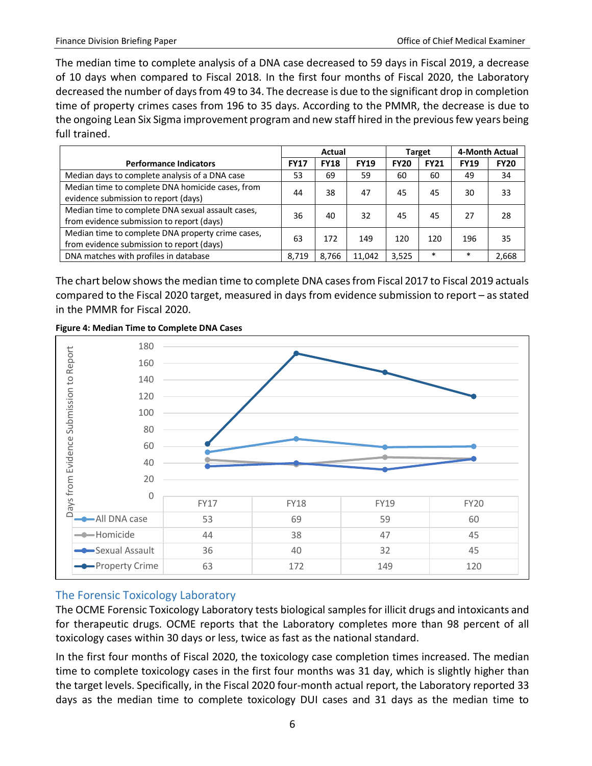The median time to complete analysis of a DNA case decreased to 59 days in Fiscal 2019, a decrease of 10 days when compared to Fiscal 2018. In the first four months of Fiscal 2020, the Laboratory decreased the number of days from 49 to 34. The decrease is due to the significant drop in completion time of property crimes cases from 196 to 35 days. According to the PMMR, the decrease is due to the ongoing Lean Six Sigma improvement program and new staff hired in the previous few years being full trained.

| Performance Indicators | Actual | | | Target | | 4-Month Actual | |
|---|---|---|---|---|---|---|---|
| | **FY17** | **FY18** | **FY19** | **FY20** | **FY21** | **FY19** | **FY20** |
| Median days to complete analysis of a DNA case | 53 | 69 | 59 | 60 | 60 | 49 | 34 |
| Median time to complete DNA homicide cases, from evidence submission to report (days) | 44 | 38 | 47 | 45 | 45 | 30 | 33 |
| Median time to complete DNA sexual assault cases, from evidence submission to report (days) | 36 | 40 | 32 | 45 | 45 | 27 | 28 |
| Median time to complete DNA property crime cases, from evidence submission to report (days) | 63 | 172 | 149 | 120 | 120 | 196 | 35 |
| DNA matches with profiles in database | 8,719 | 8,766 | 11,042 | 3,525 | * | * | 2,668 |

The chart below shows the median time to complete DNA cases from Fiscal 2017 to Fiscal 2019 actuals compared to the Fiscal 2020 target, measured in days from evidence submission to report – as stated in the PMMR for Fiscal 2020.

**Figure 4: Median Time to Complete DNA Cases**

| Days from Evidence Submission to Report | FY17 | FY18 | FY19 | FY20 |
|---|---|---|---|---|
| All DNA case | 53 | 69 | 59 | 60 |
| Homicide | 44 | 38 | 47 | 45 |
| Sexual Assault | 36 | 40 | 32 | 45 |
| Property Crime | 63 | 172 | 149 | 120 |

## The Forensic Toxicology Laboratory

The OCME Forensic Toxicology Laboratory tests biological samples for illicit drugs and intoxicants and for therapeutic drugs. OCME reports that the Laboratory completes more than 98 percent of all toxicology cases within 30 days or less, twice as fast as the national standard.

In the first four months of Fiscal 2020, the toxicology case completion times increased. The median time to complete toxicology cases in the first four months was 31 day, which is slightly higher than the target levels. Specifically, in the Fiscal 2020 four-month actual report, the Laboratory reported 33 days as the median time to complete toxicology DUI cases and 31 days as the median time to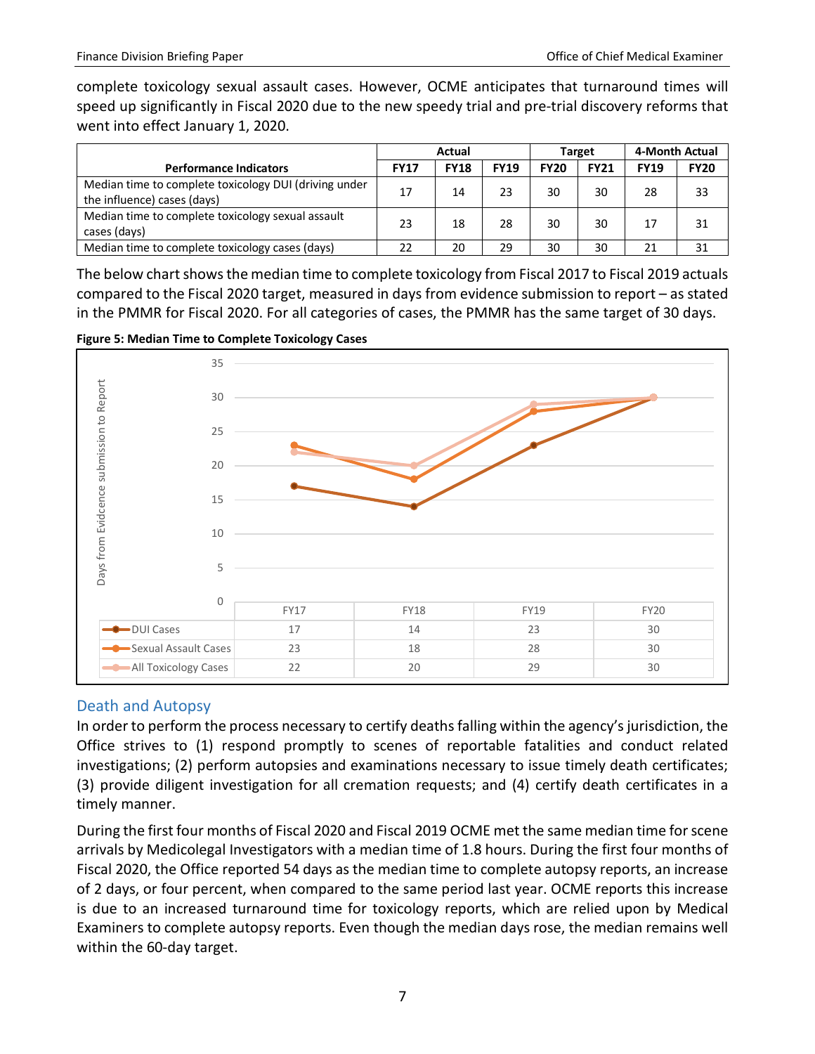complete toxicology sexual assault cases. However, OCME anticipates that turnaround times will speed up significantly in Fiscal 2020 due to the new speedy trial and pre-trial discovery reforms that went into effect January 1, 2020.

| Performance Indicators | Actual | | | Target | | 4-Month Actual | |
|---|---|---|---|---|---|---|---|
| | FY17 | FY18 | FY19 | FY20 | FY21 | FY19 | FY20 |
| Median time to complete toxicology DUI (driving under the influence) cases (days) | 17 | 14 | 23 | 30 | 30 | 28 | 33 |
| Median time to complete toxicology sexual assault cases (days) | 23 | 18 | 28 | 30 | 30 | 17 | 31 |
| Median time to complete toxicology cases (days) | 22 | 20 | 29 | 30 | 30 | 21 | 31 |

The below chart shows the median time to complete toxicology from Fiscal 2017 to Fiscal 2019 actuals compared to the Fiscal 2020 target, measured in days from evidence submission to report – as stated in the PMMR for Fiscal 2020. For all categories of cases, the PMMR has the same target of 30 days.

**Figure 5: Median Time to Complete Toxicology Cases**

Days from Evidence submission to Report

| | FY17 | FY18 | FY19 | FY20 |
|---|---|---|---|---|
| DUI Cases | 17 | 14 | 23 | 30 |
| Sexual Assault Cases | 23 | 18 | 28 | 30 |
| All Toxicology Cases | 22 | 20 | 29 | 30 |

## Death and Autopsy

In order to perform the process necessary to certify deaths falling within the agency's jurisdiction, the Office strives to (1) respond promptly to scenes of reportable fatalities and conduct related investigations; (2) perform autopsies and examinations necessary to issue timely death certificates; (3) provide diligent investigation for all cremation requests; and (4) certify death certificates in a timely manner.

During the first four months of Fiscal 2020 and Fiscal 2019 OCME met the same median time for scene arrivals by Medicolegal Investigators with a median time of 1.8 hours. During the first four months of Fiscal 2020, the Office reported 54 days as the median time to complete autopsy reports, an increase of 2 days, or four percent, when compared to the same period last year. OCME reports this increase is due to an increased turnaround time for toxicology reports, which are relied upon by Medical Examiners to complete autopsy reports. Even though the median days rose, the median remains well within the 60-day target.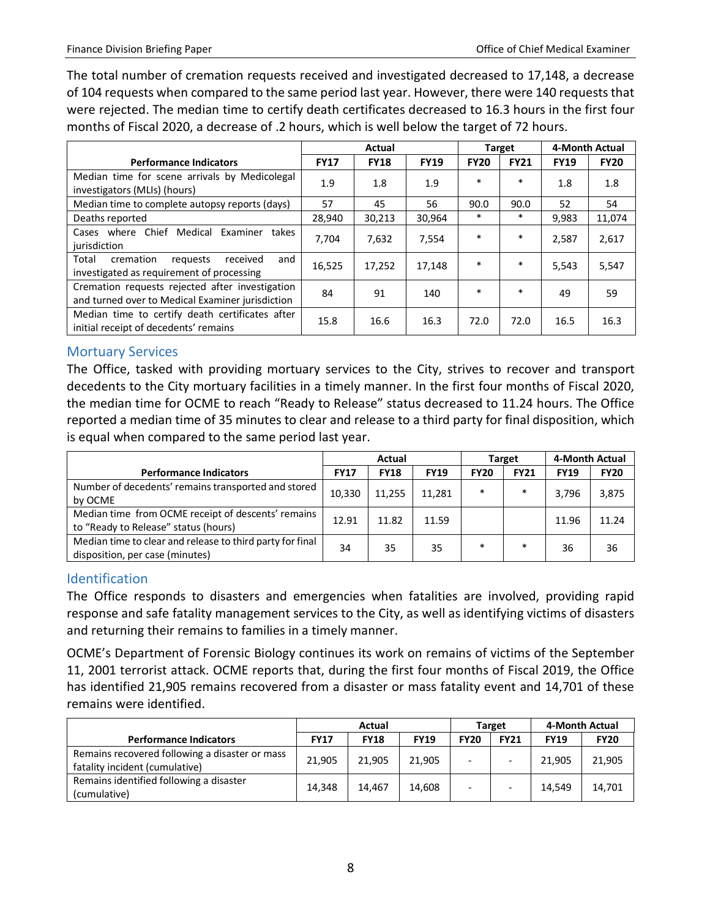The total number of cremation requests received and investigated decreased to 17,148, a decrease of 104 requests when compared to the same period last year. However, there were 140 requests that were rejected. The median time to certify death certificates decreased to 16.3 hours in the first four months of Fiscal 2020, a decrease of .2 hours, which is well below the target of 72 hours.

| Performance Indicators | Actual | | | Target | | 4-Month Actual | |
|---|---|---|---|---|---|---|---|
| | FY17 | FY18 | FY19 | FY20 | FY21 | FY19 | FY20 |
| Median time for scene arrivals by Medicolegal investigators (MLIs) (hours) | 1.9 | 1.8 | 1.9 | * | * | 1.8 | 1.8 |
| Median time to complete autopsy reports (days) | 57 | 45 | 56 | 90.0 | 90.0 | 52 | 54 |
| Deaths reported | 28,940 | 30,213 | 30,964 | * | * | 9,983 | 11,074 |
| Cases where Chief Medical Examiner takes jurisdiction | 7,704 | 7,632 | 7,554 | * | * | 2,587 | 2,617 |
| Total cremation requests received and investigated as requirement of processing | 16,525 | 17,252 | 17,148 | * | * | 5,543 | 5,547 |
| Cremation requests rejected after investigation and turned over to Medical Examiner jurisdiction | 84 | 91 | 140 | * | * | 49 | 59 |
| Median time to certify death certificates after initial receipt of decedents' remains | 15.8 | 16.6 | 16.3 | 72.0 | 72.0 | 16.5 | 16.3 |

## Mortuary Services

The Office, tasked with providing mortuary services to the City, strives to recover and transport decedents to the City mortuary facilities in a timely manner. In the first four months of Fiscal 2020, the median time for OCME to reach "Ready to Release" status decreased to 11.24 hours. The Office reported a median time of 35 minutes to clear and release to a third party for final disposition, which is equal when compared to the same period last year.

| Performance Indicators | Actual | | | Target | | 4-Month Actual | |
|---|---|---|---|---|---|---|---|
| | FY17 | FY18 | FY19 | FY20 | FY21 | FY19 | FY20 |
| Number of decedents' remains transported and stored by OCME | 10,330 | 11,255 | 11,281 | * | * | 3,796 | 3,875 |
| Median time from OCME receipt of descents' remains to "Ready to Release" status (hours) | 12.91 | 11.82 | 11.59 | | | 11.96 | 11.24 |
| Median time to clear and release to third party for final disposition, per case (minutes) | 34 | 35 | 35 | * | * | 36 | 36 |

## Identification

The Office responds to disasters and emergencies when fatalities are involved, providing rapid response and safe fatality management services to the City, as well as identifying victims of disasters and returning their remains to families in a timely manner.

OCME's Department of Forensic Biology continues its work on remains of victims of the September 11, 2001 terrorist attack. OCME reports that, during the first four months of Fiscal 2019, the Office has identified 21,905 remains recovered from a disaster or mass fatality event and 14,701 of these remains were identified.

| Performance Indicators | Actual | | | Target | | 4-Month Actual | |
|---|---|---|---|---|---|---|---|
| | FY17 | FY18 | FY19 | FY20 | FY21 | FY19 | FY20 |
| Remains recovered following a disaster or mass fatality incident (cumulative) | 21,905 | 21,905 | 21,905 | - | - | 21,905 | 21,905 |
| Remains identified following a disaster (cumulative) | 14,348 | 14,467 | 14,608 | - | - | 14,549 | 14,701 |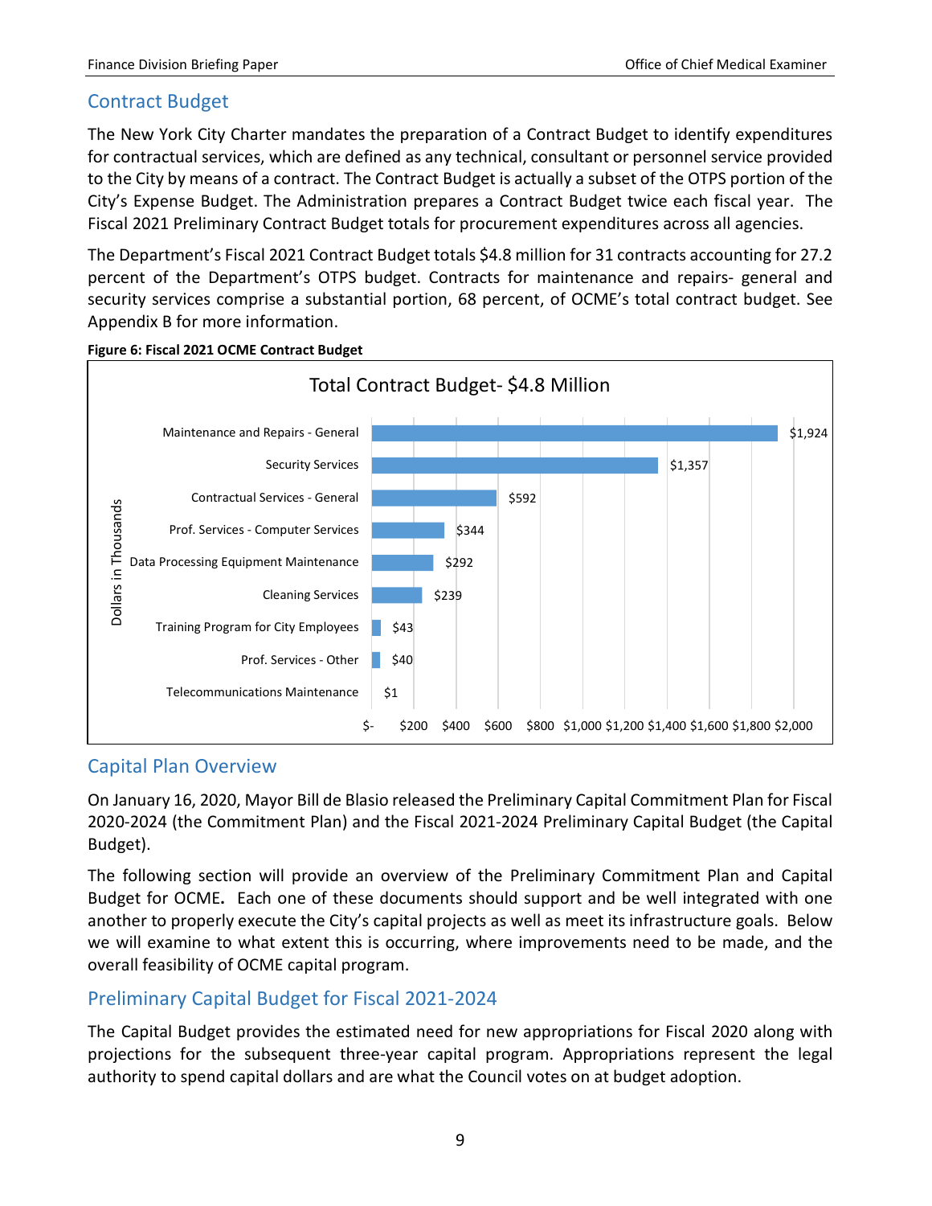## Contract Budget

The New York City Charter mandates the preparation of a Contract Budget to identify expenditures for contractual services, which are defined as any technical, consultant or personnel service provided to the City by means of a contract. The Contract Budget is actually a subset of the OTPS portion of the City's Expense Budget. The Administration prepares a Contract Budget twice each fiscal year. The Fiscal 2021 Preliminary Contract Budget totals for procurement expenditures across all agencies.

The Department's Fiscal 2021 Contract Budget totals $4.8 million for 31 contracts accounting for 27.2 percent of the Department's OTPS budget. Contracts for maintenance and repairs- general and security services comprise a substantial portion, 68 percent, of OCME's total contract budget. See Appendix B for more information.

**Figure 6: Fiscal 2021 OCME Contract Budget**

Total Contract Budget- $4.8 Million

| Category | Dollars in Thousands |
|---|---|
| Maintenance and Repairs - General | $1,924 |
| Security Services | $1,357 |
| Contractual Services - General | $592 |
| Prof. Services - Computer Services | $344 |
| Data Processing Equipment Maintenance | $292 |
| Cleaning Services | $239 |
| Training Program for City Employees | $43 |
| Prof. Services - Other | $40 |
| Telecommunications Maintenance | $1 |

## Capital Plan Overview

On January 16, 2020, Mayor Bill de Blasio released the Preliminary Capital Commitment Plan for Fiscal 2020-2024 (the Commitment Plan) and the Fiscal 2021-2024 Preliminary Capital Budget (the Capital Budget).

The following section will provide an overview of the Preliminary Commitment Plan and Capital Budget for OCME**.** Each one of these documents should support and be well integrated with one another to properly execute the City's capital projects as well as meet its infrastructure goals. Below we will examine to what extent this is occurring, where improvements need to be made, and the overall feasibility of OCME capital program.

## Preliminary Capital Budget for Fiscal 2021-2024

The Capital Budget provides the estimated need for new appropriations for Fiscal 2020 along with projections for the subsequent three-year capital program. Appropriations represent the legal authority to spend capital dollars and are what the Council votes on at budget adoption.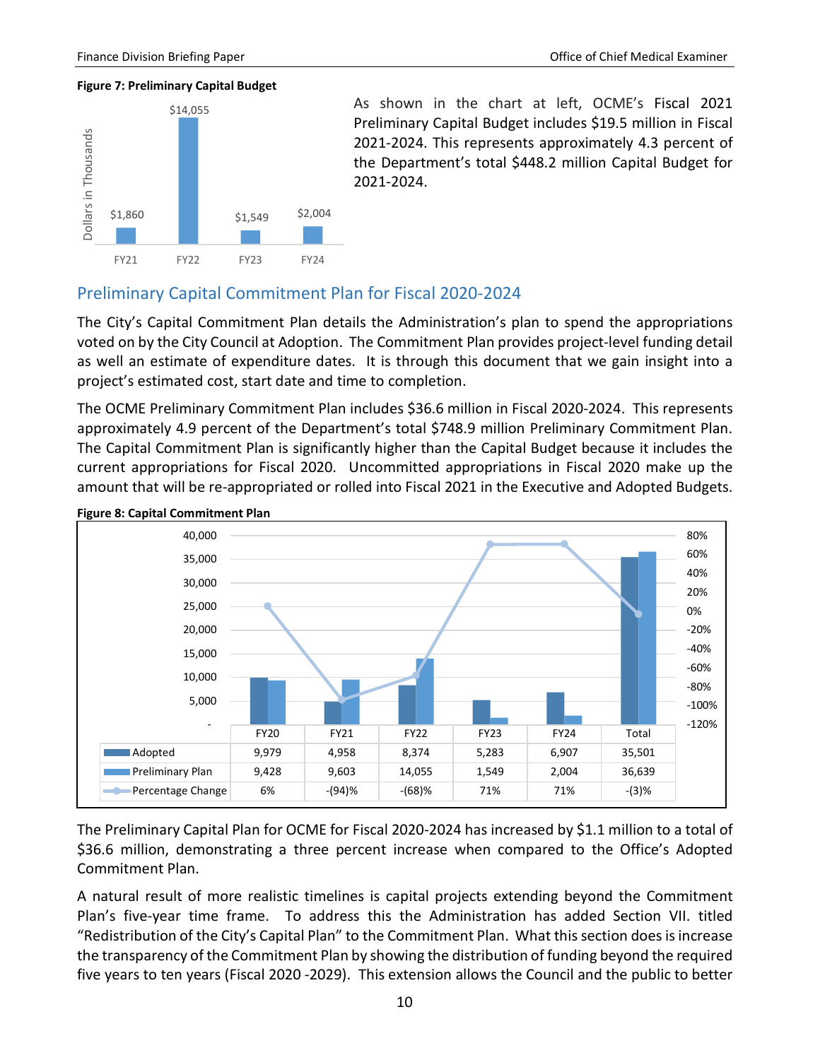**Figure 7: Preliminary Capital Budget**

| | FY21 | FY22 | FY23 | FY24 |
|---|---|---|---|---|
| Dollars in Thousands | $1,860 | $14,055 | $1,549 | $2,004 |

As shown in the chart at left, OCME's Fiscal 2021 Preliminary Capital Budget includes $19.5 million in Fiscal 2021-2024. This represents approximately 4.3 percent of the Department's total $448.2 million Capital Budget for 2021-2024.

## Preliminary Capital Commitment Plan for Fiscal 2020-2024

The City's Capital Commitment Plan details the Administration's plan to spend the appropriations voted on by the City Council at Adoption. The Commitment Plan provides project-level funding detail as well an estimate of expenditure dates. It is through this document that we gain insight into a project's estimated cost, start date and time to completion.

The OCME Preliminary Commitment Plan includes $36.6 million in Fiscal 2020-2024. This represents approximately 4.9 percent of the Department's total $748.9 million Preliminary Commitment Plan. The Capital Commitment Plan is significantly higher than the Capital Budget because it includes the current appropriations for Fiscal 2020. Uncommitted appropriations in Fiscal 2020 make up the amount that will be re-appropriated or rolled into Fiscal 2021 in the Executive and Adopted Budgets.

**Figure 8: Capital Commitment Plan**

| | FY20 | FY21 | FY22 | FY23 | FY24 | Total |
|---|---|---|---|---|---|---|
| Adopted | 9,979 | 4,958 | 8,374 | 5,283 | 6,907 | 35,501 |
| Preliminary Plan | 9,428 | 9,603 | 14,055 | 1,549 | 2,004 | 36,639 |
| Percentage Change | 6% | -(94)% | -(68)% | 71% | 71% | -(3)% |

The Preliminary Capital Plan for OCME for Fiscal 2020-2024 has increased by $1.1 million to a total of $36.6 million, demonstrating a three percent increase when compared to the Office's Adopted Commitment Plan.

A natural result of more realistic timelines is capital projects extending beyond the Commitment Plan's five-year time frame. To address this the Administration has added Section VII. titled "Redistribution of the City's Capital Plan" to the Commitment Plan. What this section does is increase the transparency of the Commitment Plan by showing the distribution of funding beyond the required five years to ten years (Fiscal 2020 -2029). This extension allows the Council and the public to better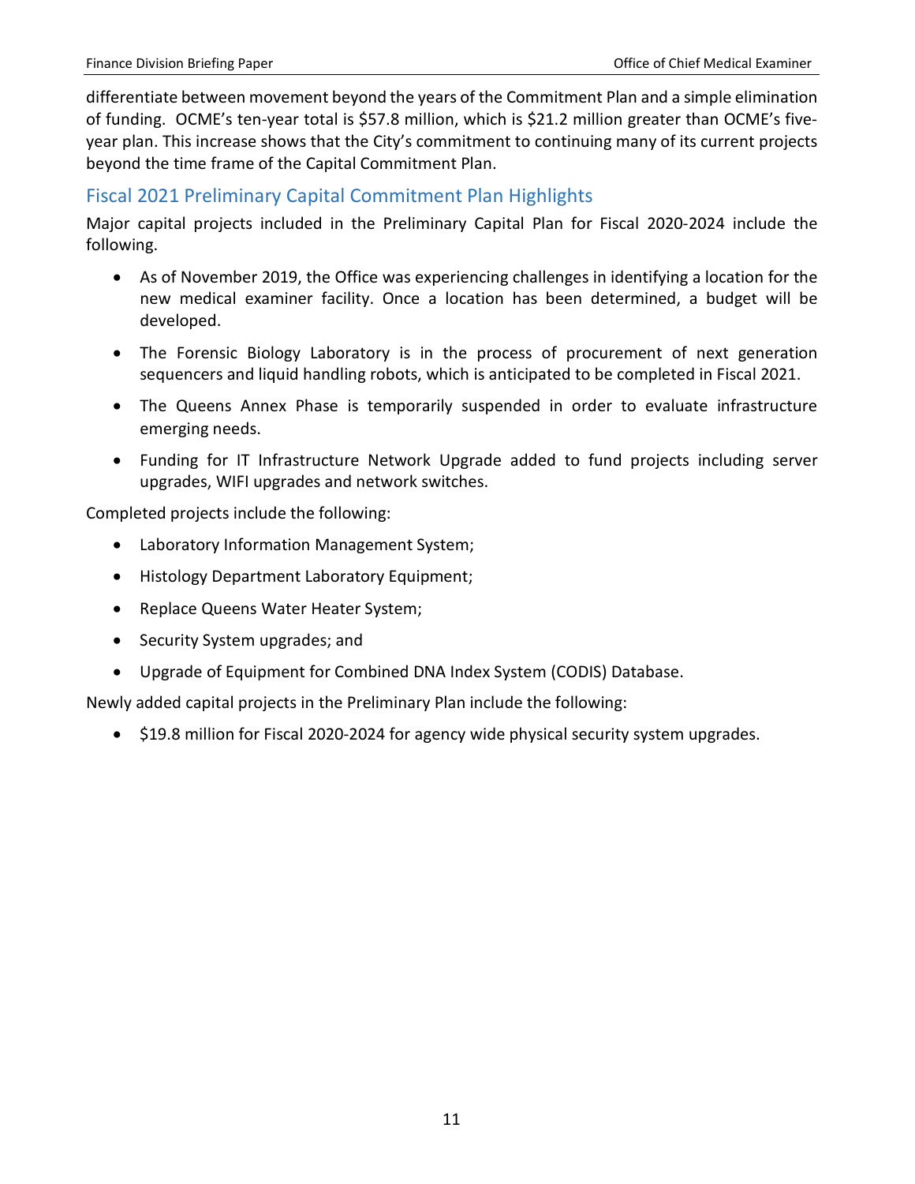differentiate between movement beyond the years of the Commitment Plan and a simple elimination of funding. OCME's ten-year total is $57.8 million, which is $21.2 million greater than OCME's five-year plan. This increase shows that the City's commitment to continuing many of its current projects beyond the time frame of the Capital Commitment Plan.

## Fiscal 2021 Preliminary Capital Commitment Plan Highlights

Major capital projects included in the Preliminary Capital Plan for Fiscal 2020-2024 include the following.

- As of November 2019, the Office was experiencing challenges in identifying a location for the new medical examiner facility. Once a location has been determined, a budget will be developed.
- The Forensic Biology Laboratory is in the process of procurement of next generation sequencers and liquid handling robots, which is anticipated to be completed in Fiscal 2021.
- The Queens Annex Phase is temporarily suspended in order to evaluate infrastructure emerging needs.
- Funding for IT Infrastructure Network Upgrade added to fund projects including server upgrades, WIFI upgrades and network switches.

Completed projects include the following:

- Laboratory Information Management System;
- Histology Department Laboratory Equipment;
- Replace Queens Water Heater System;
- Security System upgrades; and
- Upgrade of Equipment for Combined DNA Index System (CODIS) Database.

Newly added capital projects in the Preliminary Plan include the following:

- $19.8 million for Fiscal 2020-2024 for agency wide physical security system upgrades.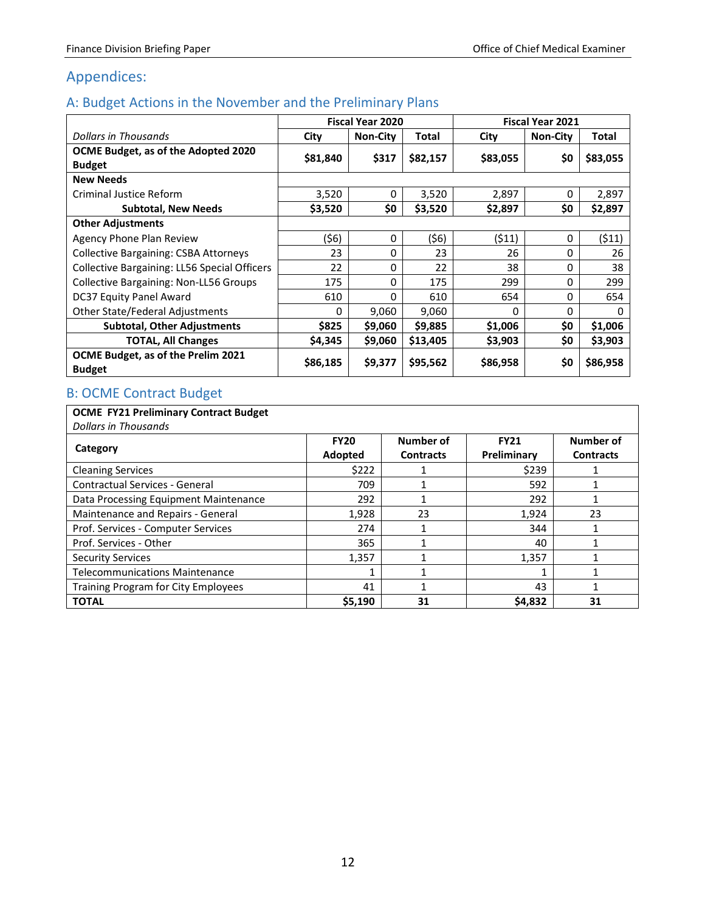## Appendices:

### A: Budget Actions in the November and the Preliminary Plans

| | Fiscal Year 2020 | | | Fiscal Year 2021 | | |
|---|---|---|---|---|---|---|
| *Dollars in Thousands* | City | Non-City | Total | City | Non-City | Total |
| **OCME Budget, as of the Adopted 2020 Budget** | **$81,840** | **$317** | **$82,157** | **$83,055** | **$0** | **$83,055** |
| **New Needs** | | | | | | |
| Criminal Justice Reform | 3,520 | 0 | 3,520 | 2,897 | 0 | 2,897 |
| **Subtotal, New Needs** | **$3,520** | **$0** | **$3,520** | **$2,897** | **$0** | **$2,897** |
| **Other Adjustments** | | | | | | |
| Agency Phone Plan Review | ($6) | 0 | ($6) | ($11) | 0 | ($11) |
| Collective Bargaining: CSBA Attorneys | 23 | 0 | 23 | 26 | 0 | 26 |
| Collective Bargaining: LL56 Special Officers | 22 | 0 | 22 | 38 | 0 | 38 |
| Collective Bargaining: Non-LL56 Groups | 175 | 0 | 175 | 299 | 0 | 299 |
| DC37 Equity Panel Award | 610 | 0 | 610 | 654 | 0 | 654 |
| Other State/Federal Adjustments | 0 | 9,060 | 9,060 | 0 | 0 | 0 |
| **Subtotal, Other Adjustments** | **$825** | **$9,060** | **$9,885** | **$1,006** | **$0** | **$1,006** |
| **TOTAL, All Changes** | **$4,345** | **$9,060** | **$13,405** | **$3,903** | **$0** | **$3,903** |
| **OCME Budget, as of the Prelim 2021 Budget** | **$86,185** | **$9,377** | **$95,562** | **$86,958** | **$0** | **$86,958** |

### B: OCME Contract Budget

**OCME FY21 Preliminary Contract Budget**
*Dollars in Thousands*

| Category | FY20 Adopted | Number of Contracts | FY21 Preliminary | Number of Contracts |
|---|---|---|---|---|
| Cleaning Services | $222 | 1 | $239 | 1 |
| Contractual Services - General | 709 | 1 | 592 | 1 |
| Data Processing Equipment Maintenance | 292 | 1 | 292 | 1 |
| Maintenance and Repairs - General | 1,928 | 23 | 1,924 | 23 |
| Prof. Services - Computer Services | 274 | 1 | 344 | 1 |
| Prof. Services - Other | 365 | 1 | 40 | 1 |
| Security Services | 1,357 | 1 | 1,357 | 1 |
| Telecommunications Maintenance | 1 | 1 | 1 | 1 |
| Training Program for City Employees | 41 | 1 | 43 | 1 |
| **TOTAL** | **$5,190** | **31** | **$4,832** | **31** |